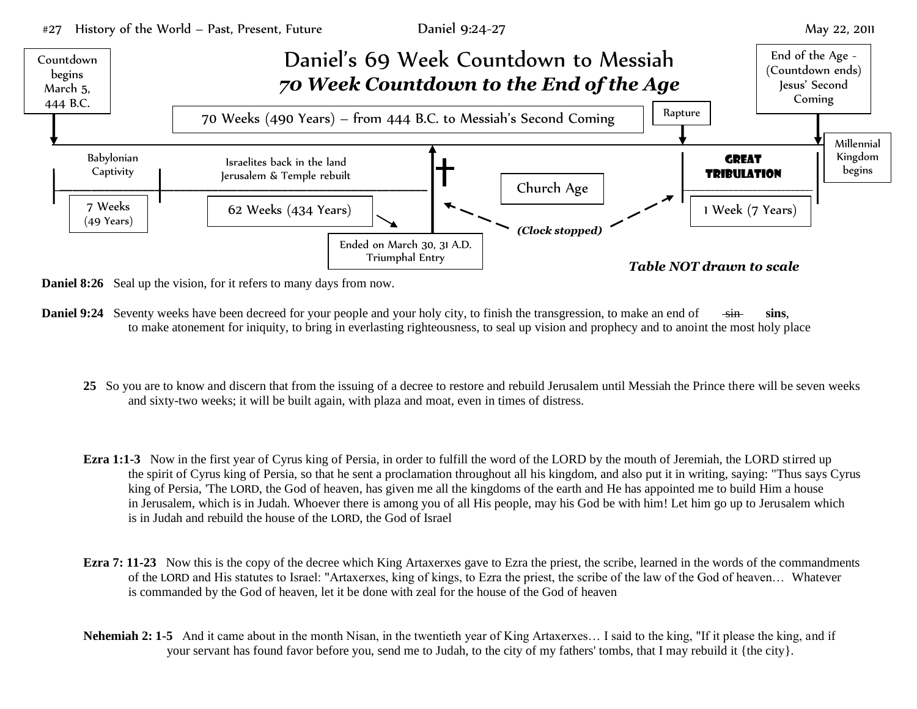# Daniel's 69 Week Countdown to Messiah

## *70 Week Countdown to the End of the Age*

Countdown begins March 5, 444 B.C.

70 Weeks (490 Years) – from 444 B.C. to Messiah's Second Coming

Rapture

End of the Age - (Countdown ends) Jesus' Second Coming

Millennial Kingdom begins

Babylonian Captivity

7 Weeks (49 Years)

Israelites back in the land Jerusalem & Temple rebuilt

62 Weeks (434 Years)

Ended on March 30, 31 A.D. Triumphal Entry

Church Age

*(Clock stopped)*

GREAT TRIBULATION

1 Week (7 Years)

*Table NOT drawn to scale*

**Daniel 8:26** Seal up the vision, for it refers to many days from now.

**Daniel 9:24** Seventy weeks have been decreed for your people and your holy city, to finish the transgression, to make an end of ~~sin~~ **sins**, to make atonement for iniquity, to bring in everlasting righteousness, to seal up vision and prophecy and to anoint the most holy place

**25** So you are to know and discern that from the issuing of a decree to restore and rebuild Jerusalem until Messiah the Prince there will be seven weeks and sixty-two weeks; it will be built again, with plaza and moat, even in times of distress.

**Ezra 1:1-3** Now in the first year of Cyrus king of Persia, in order to fulfill the word of the LORD by the mouth of Jeremiah, the LORD stirred up the spirit of Cyrus king of Persia, so that he sent a proclamation throughout all his kingdom, and also put it in writing, saying: "Thus says Cyrus king of Persia, 'The LORD, the God of heaven, has given me all the kingdoms of the earth and He has appointed me to build Him a house in Jerusalem, which is in Judah. Whoever there is among you of all His people, may his God be with him! Let him go up to Jerusalem which is in Judah and rebuild the house of the LORD, the God of Israel

**Ezra 7: 11-23** Now this is the copy of the decree which King Artaxerxes gave to Ezra the priest, the scribe, learned in the words of the commandments of the LORD and His statutes to Israel: "Artaxerxes, king of kings, to Ezra the priest, the scribe of the law of the God of heaven… Whatever is commanded by the God of heaven, let it be done with zeal for the house of the God of heaven

**Nehemiah 2: 1-5** And it came about in the month Nisan, in the twentieth year of King Artaxerxes… I said to the king, "If it please the king, and if your servant has found favor before you, send me to Judah, to the city of my fathers' tombs, that I may rebuild it {the city}.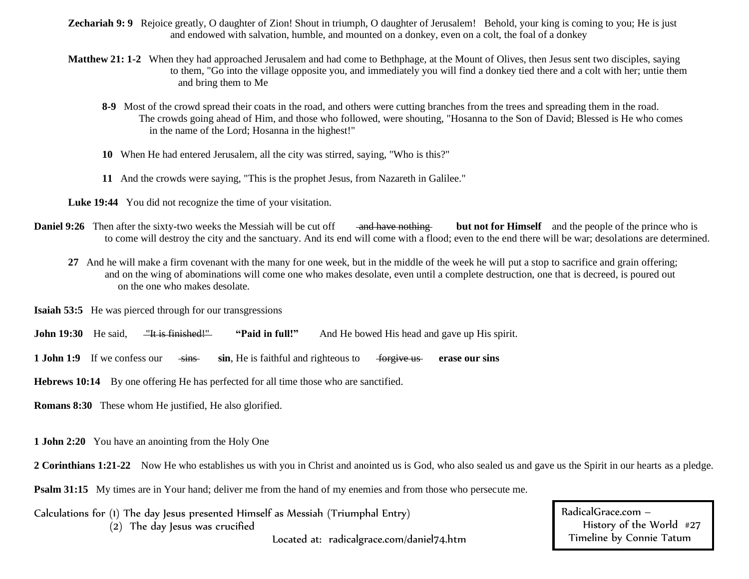**Zechariah 9: 9** Rejoice greatly, O daughter of Zion! Shout in triumph, O daughter of Jerusalem! Behold, your king is coming to you; He is just and endowed with salvation, humble, and mounted on a donkey, even on a colt, the foal of a donkey

**Matthew 21: 1-2** When they had approached Jerusalem and had come to Bethphage, at the Mount of Olives, then Jesus sent two disciples, saying to them, "Go into the village opposite you, and immediately you will find a donkey tied there and a colt with her; untie them and bring them to Me

**8-9** Most of the crowd spread their coats in the road, and others were cutting branches from the trees and spreading them in the road. The crowds going ahead of Him, and those who followed, were shouting, "Hosanna to the Son of David; Blessed is He who comes in the name of the Lord; Hosanna in the highest!"

**10** When He had entered Jerusalem, all the city was stirred, saying, "Who is this?"

**11** And the crowds were saying, "This is the prophet Jesus, from Nazareth in Galilee."

**Luke 19:44** You did not recognize the time of your visitation.

**Daniel 9:26** Then after the sixty-two weeks the Messiah will be cut off ~~and have nothing~~ **but not for Himself** and the people of the prince who is to come will destroy the city and the sanctuary. And its end will come with a flood; even to the end there will be war; desolations are determined.

**27** And he will make a firm covenant with the many for one week, but in the middle of the week he will put a stop to sacrifice and grain offering; and on the wing of abominations will come one who makes desolate, even until a complete destruction, one that is decreed, is poured out on the one who makes desolate.

**Isaiah 53:5** He was pierced through for our transgressions

**John 19:30** He said, ~~"It is finished!"~~ **"Paid in full!"** And He bowed His head and gave up His spirit.

**1 John 1:9** If we confess our ~~sins~~ **sin**, He is faithful and righteous to ~~forgive us~~ **erase our sins**

**Hebrews 10:14** By one offering He has perfected for all time those who are sanctified.

**Romans 8:30** These whom He justified, He also glorified.

**1 John 2:20** You have an anointing from the Holy One

**2 Corinthians 1:21-22** Now He who establishes us with you in Christ and anointed us is God, who also sealed us and gave us the Spirit in our hearts as a pledge.

**Psalm 31:15** My times are in Your hand; deliver me from the hand of my enemies and from those who persecute me.

Calculations for (1) The day Jesus presented Himself as Messiah (Triumphal Entry)
(2) The day Jesus was crucified

Located at: radicalgrace.com/daniel74.htm

RadicalGrace.com – History of the World #27
Timeline by Connie Tatum